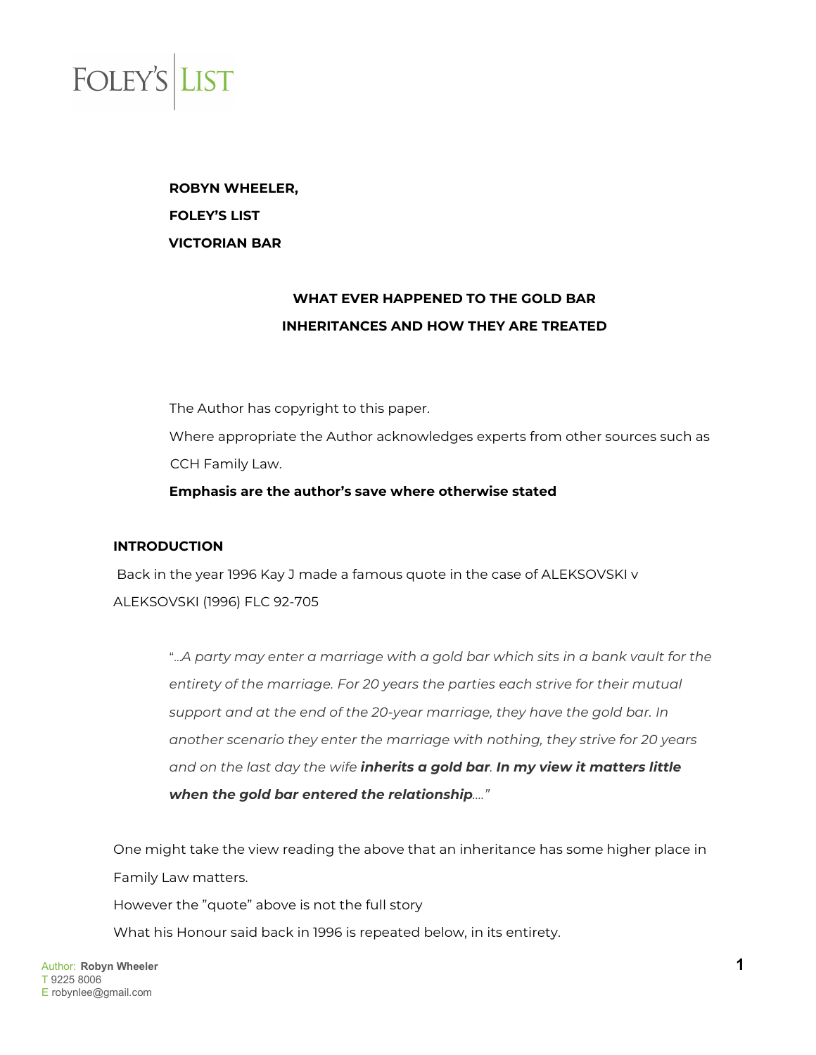FOLEY'S LIST

**ROBYN WHEELER,**

**FOLEY'S LIST**

**VICTORIAN BAR**

**WHAT EVER HAPPENED TO THE GOLD BAR**

**INHERITANCES AND HOW THEY ARE TREATED**

The Author has copyright to this paper.

Where appropriate the Author acknowledges experts from other sources such as CCH Family Law.

**Emphasis are the author's save where otherwise stated**

## INTRODUCTION

Back in the year 1996 Kay J made a famous quote in the case of ALEKSOVSKI v ALEKSOVSKI (1996) FLC 92-705

> "*...A party may enter a marriage with a gold bar which sits in a bank vault for the entirety of the marriage. For 20 years the parties each strive for their mutual support and at the end of the 20-year marriage, they have the gold bar. In another scenario they enter the marriage with nothing, they strive for 20 years and on the last day the wife* ***inherits a gold bar****.* ***In my view it matters little when the gold bar entered the relationship****....*"

One might take the view reading the above that an inheritance has some higher place in Family Law matters.

However the "quote" above is not the full story

What his Honour said back in 1996 is repeated below, in its entirety.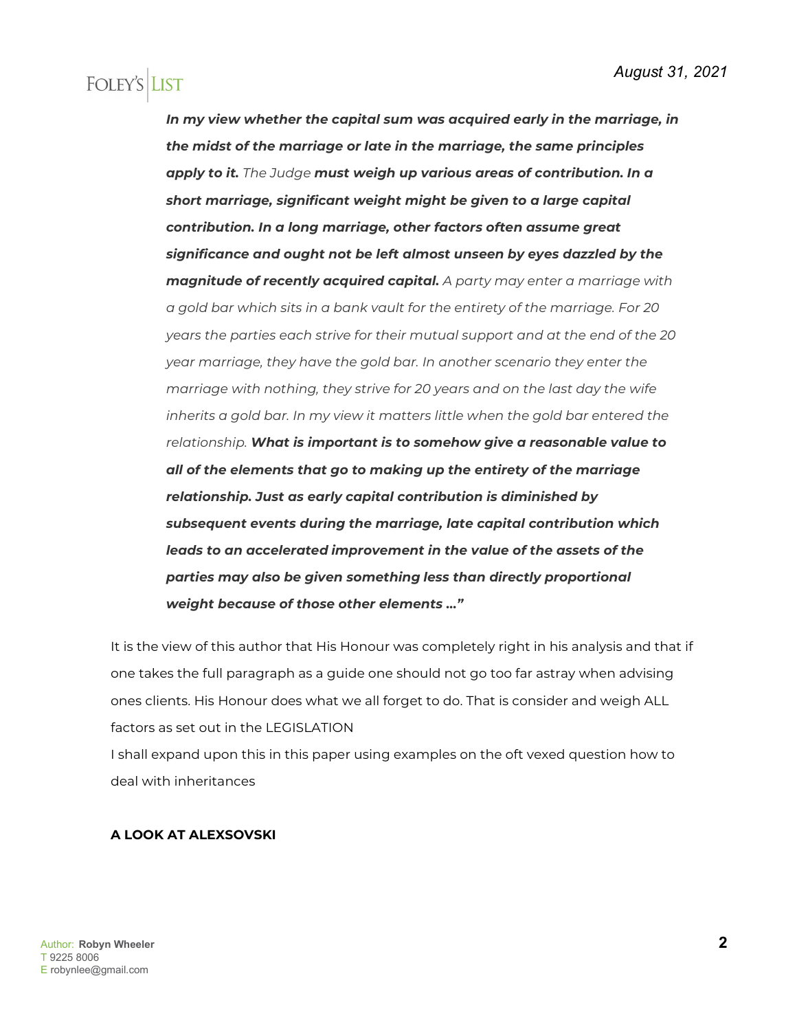***In my view whether the capital sum was acquired early in the marriage, in the midst of the marriage or late in the marriage, the same principles apply to it.*** *The Judge* ***must weigh up various areas of contribution. In a short marriage, significant weight might be given to a large capital contribution. In a long marriage, other factors often assume great significance and ought not be left almost unseen by eyes dazzled by the magnitude of recently acquired capital.*** *A party may enter a marriage with a gold bar which sits in a bank vault for the entirety of the marriage. For 20 years the parties each strive for their mutual support and at the end of the 20 year marriage, they have the gold bar. In another scenario they enter the marriage with nothing, they strive for 20 years and on the last day the wife inherits a gold bar. In my view it matters little when the gold bar entered the relationship.* ***What is important is to somehow give a reasonable value to all of the elements that go to making up the entirety of the marriage relationship. Just as early capital contribution is diminished by subsequent events during the marriage, late capital contribution which leads to an accelerated improvement in the value of the assets of the parties may also be given something less than directly proportional weight because of those other elements …"***

It is the view of this author that His Honour was completely right in his analysis and that if one takes the full paragraph as a guide one should not go too far astray when advising ones clients. His Honour does what we all forget to do. That is consider and weigh ALL factors as set out in the LEGISLATION

I shall expand upon this in this paper using examples on the oft vexed question how to deal with inheritances

**A LOOK AT ALEXSOVSKI**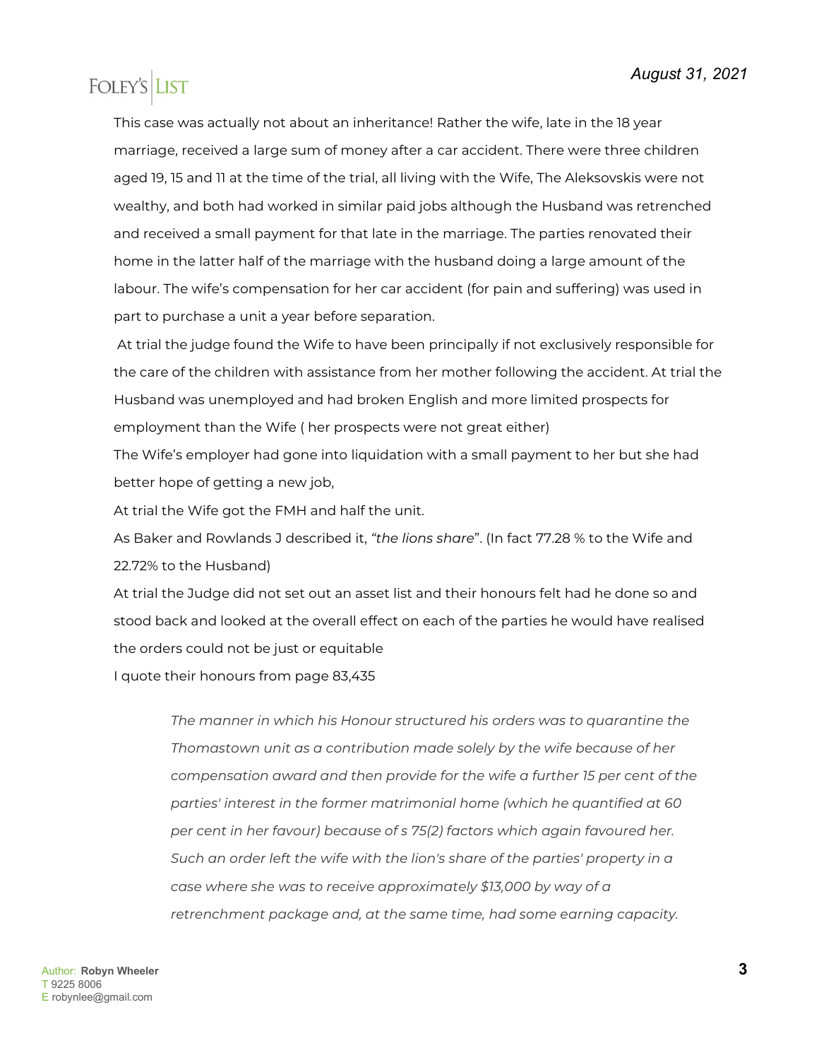This case was actually not about an inheritance! Rather the wife, late in the 18 year marriage, received a large sum of money after a car accident. There were three children aged 19, 15 and 11 at the time of the trial, all living with the Wife, The Aleksovskis were not wealthy, and both had worked in similar paid jobs although the Husband was retrenched and received a small payment for that late in the marriage. The parties renovated their home in the latter half of the marriage with the husband doing a large amount of the labour. The wife's compensation for her car accident (for pain and suffering) was used in part to purchase a unit a year before separation.

At trial the judge found the Wife to have been principally if not exclusively responsible for the care of the children with assistance from her mother following the accident. At trial the Husband was unemployed and had broken English and more limited prospects for employment than the Wife ( her prospects were not great either)

The Wife's employer had gone into liquidation with a small payment to her but she had better hope of getting a new job,

At trial the Wife got the FMH and half the unit.

As Baker and Rowlands J described it, *"the lions share"*. (In fact 77.28 % to the Wife and 22.72% to the Husband)

At trial the Judge did not set out an asset list and their honours felt had he done so and stood back and looked at the overall effect on each of the parties he would have realised the orders could not be just or equitable

I quote their honours from page 83,435

> *The manner in which his Honour structured his orders was to quarantine the Thomastown unit as a contribution made solely by the wife because of her compensation award and then provide for the wife a further 15 per cent of the parties' interest in the former matrimonial home (which he quantified at 60 per cent in her favour) because of s 75(2) factors which again favoured her. Such an order left the wife with the lion's share of the parties' property in a case where she was to receive approximately $13,000 by way of a retrenchment package and, at the same time, had some earning capacity.*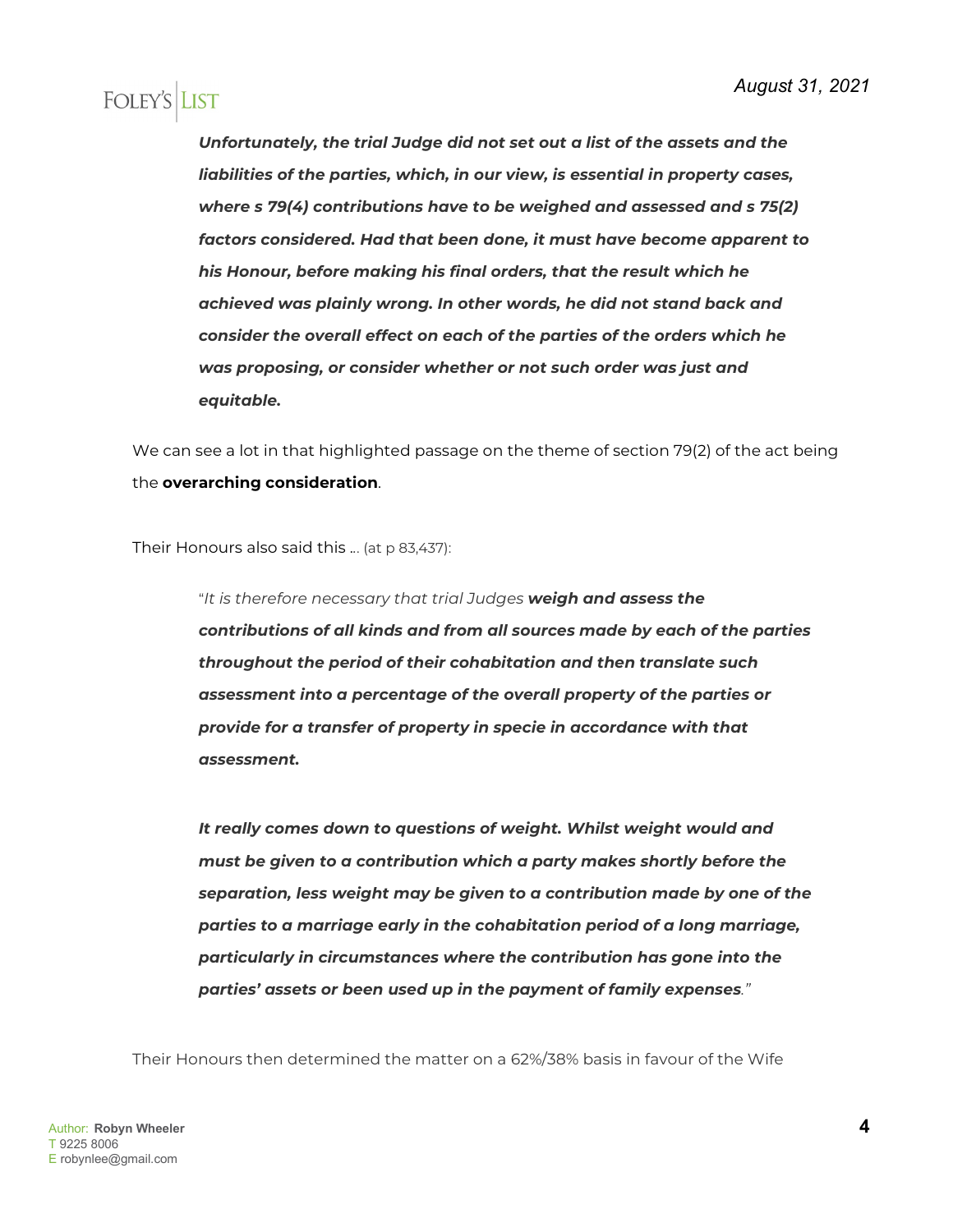> ***Unfortunately, the trial Judge did not set out a list of the assets and the liabilities of the parties, which, in our view, is essential in property cases, where s 79(4) contributions have to be weighed and assessed and s 75(2) factors considered. Had that been done, it must have become apparent to his Honour, before making his final orders, that the result which he achieved was plainly wrong. In other words, he did not stand back and consider the overall effect on each of the parties of the orders which he was proposing, or consider whether or not such order was just and equitable.***

We can see a lot in that highlighted passage on the theme of section 79(2) of the act being the **overarching consideration**.

Their Honours also said this … (at p 83,437):

> "*It is therefore necessary that trial Judges* ***weigh and assess the contributions of all kinds and from all sources made by each of the parties throughout the period of their cohabitation and then translate such assessment into a percentage of the overall property of the parties or provide for a transfer of property in specie in accordance with that assessment.***
>
> ***It really comes down to questions of weight. Whilst weight would and must be given to a contribution which a party makes shortly before the separation, less weight may be given to a contribution made by one of the parties to a marriage early in the cohabitation period of a long marriage, particularly in circumstances where the contribution has gone into the parties' assets or been used up in the payment of family expenses****."*

Their Honours then determined the matter on a 62%/38% basis in favour of the Wife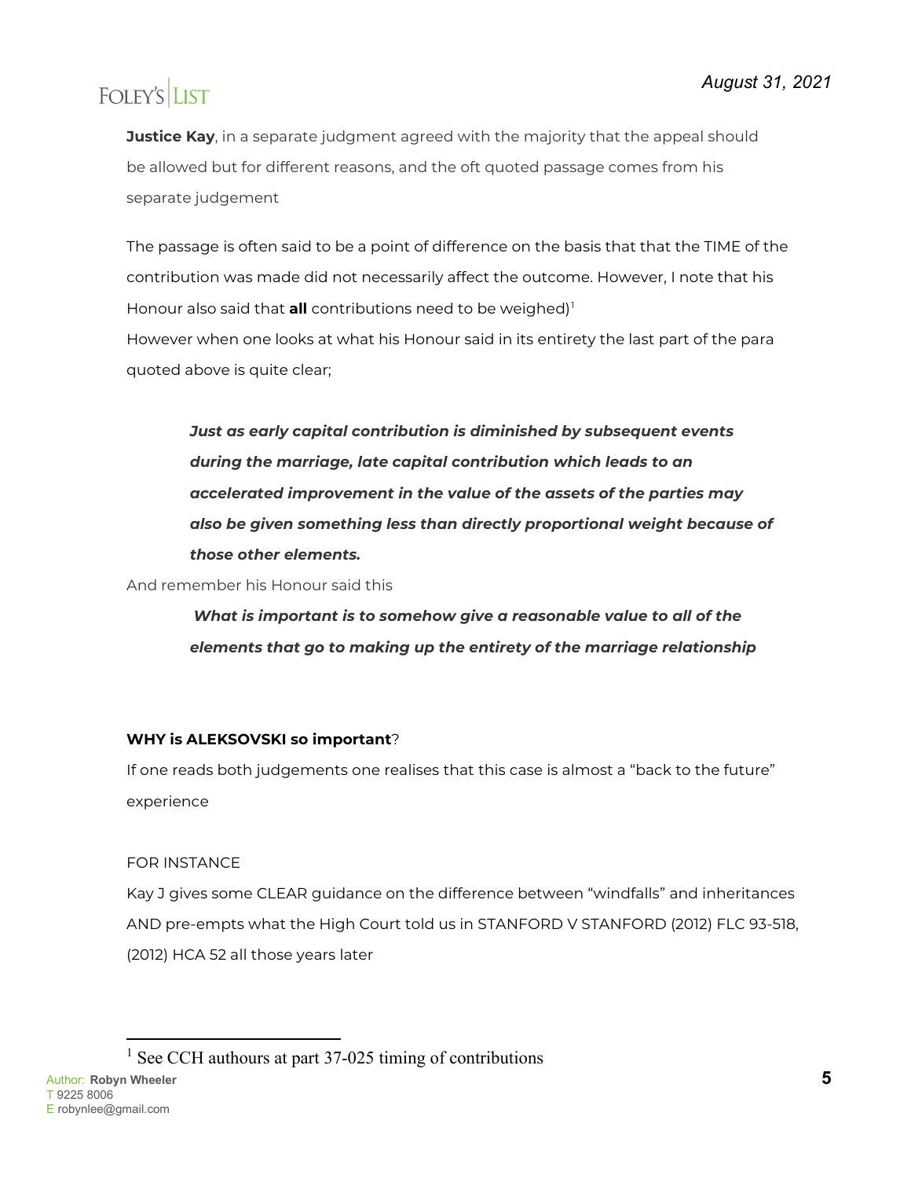**Justice Kay**, in a separate judgment agreed with the majority that the appeal should be allowed but for different reasons, and the oft quoted passage comes from his separate judgement

The passage is often said to be a point of difference on the basis that that the TIME of the contribution was made did not necessarily affect the outcome. However, I note that his Honour also said that **all** contributions need to be weighed)[1]

However when one looks at what his Honour said in its entirety the last part of the para quoted above is quite clear;

> ***Just as early capital contribution is diminished by subsequent events during the marriage, late capital contribution which leads to an accelerated improvement in the value of the assets of the parties may also be given something less than directly proportional weight because of those other elements.***

And remember his Honour said this

> ***What is important is to somehow give a reasonable value to all of the elements that go to making up the entirety of the marriage relationship***

**WHY is ALEKSOVSKI so important**?

If one reads both judgements one realises that this case is almost a "back to the future" experience

FOR INSTANCE

Kay J gives some CLEAR guidance on the difference between "windfalls" and inheritances AND pre-empts what the High Court told us in STANFORD V STANFORD (2012) FLC 93-518, (2012) HCA 52 all those years later

---

[1] See CCH authours at part 37-025 timing of contributions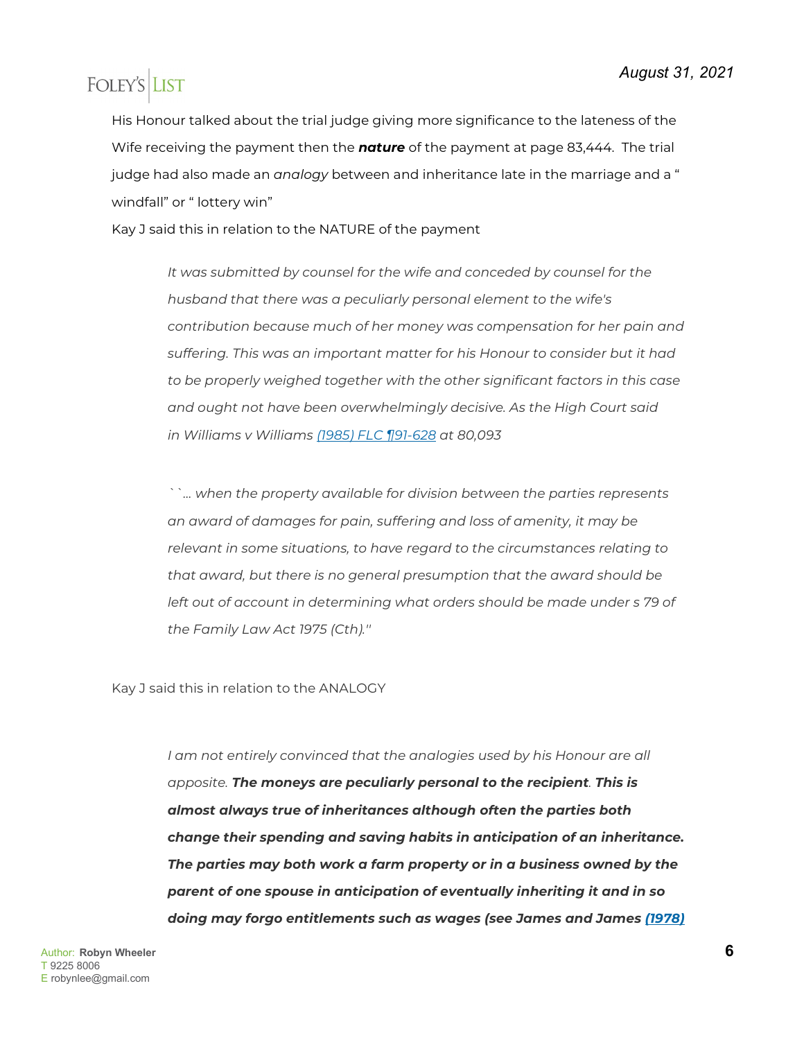His Honour talked about the trial judge giving more significance to the lateness of the Wife receiving the payment then the ***nature*** of the payment at page 83,444. The trial judge had also made an *analogy* between and inheritance late in the marriage and a " windfall" or " lottery win"

Kay J said this in relation to the NATURE of the payment

> *It was submitted by counsel for the wife and conceded by counsel for the husband that there was a peculiarly personal element to the wife's contribution because much of her money was compensation for her pain and suffering. This was an important matter for his Honour to consider but it had to be properly weighed together with the other significant factors in this case and ought not have been overwhelmingly decisive. As the High Court said in Williams v Williams [(1985) FLC ¶91-628] at 80,093*
>
> *``... when the property available for division between the parties represents an award of damages for pain, suffering and loss of amenity, it may be relevant in some situations, to have regard to the circumstances relating to that award, but there is no general presumption that the award should be left out of account in determining what orders should be made under s 79 of the Family Law Act 1975 (Cth)."*

Kay J said this in relation to the ANALOGY

> *I am not entirely convinced that the analogies used by his Honour are all apposite.* ***The moneys are peculiarly personal to the recipient. This is almost always true of inheritances although often the parties both change their spending and saving habits in anticipation of an inheritance. The parties may both work a farm property or in a business owned by the parent of one spouse in anticipation of eventually inheriting it and in so doing may forgo entitlements such as wages (see James and James [(1978)]***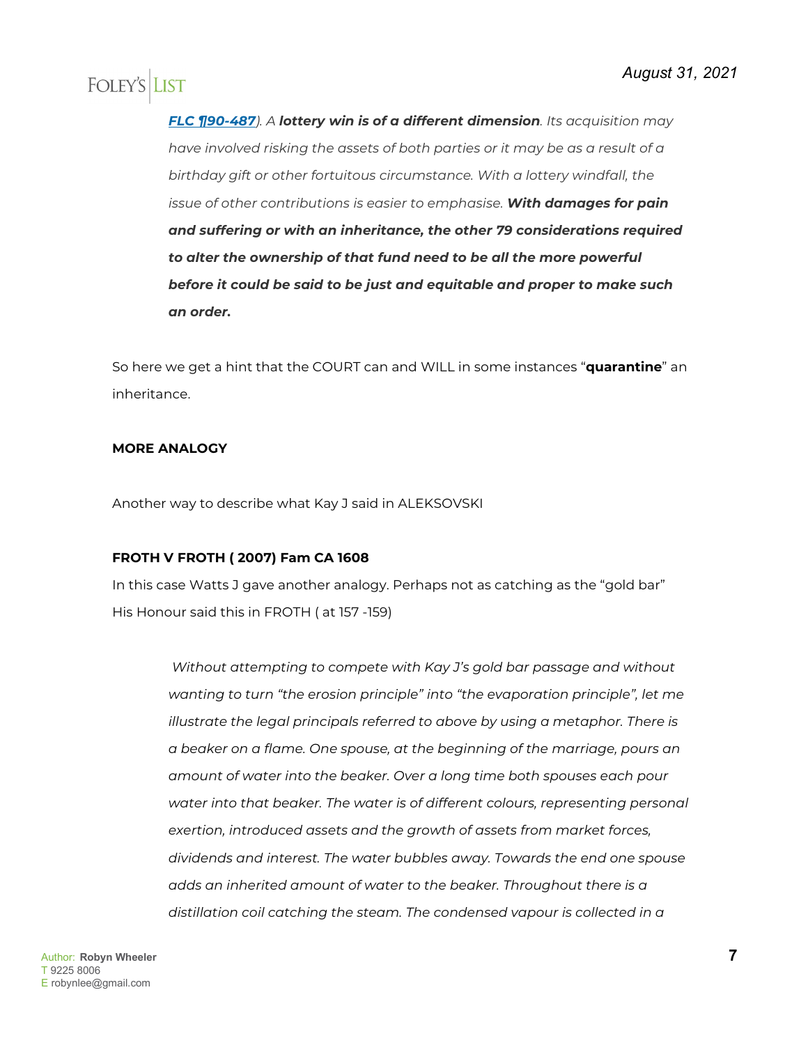*[FLC ¶90-487](#)). A **lottery win is of a different dimension**. Its acquisition may have involved risking the assets of both parties or it may be as a result of a birthday gift or other fortuitous circumstance. With a lottery windfall, the issue of other contributions is easier to emphasise. **With damages for pain and suffering or with an inheritance, the other 79 considerations required to alter the ownership of that fund need to be all the more powerful before it could be said to be just and equitable and proper to make such an order.***

So here we get a hint that the COURT can and WILL in some instances "**quarantine**" an inheritance.

**MORE ANALOGY**

Another way to describe what Kay J said in ALEKSOVSKI

**FROTH V FROTH ( 2007) Fam CA 1608**

In this case Watts J gave another analogy. Perhaps not as catching as the "gold bar" His Honour said this in FROTH ( at 157 -159)

> *Without attempting to compete with Kay J's gold bar passage and without wanting to turn "the erosion principle" into "the evaporation principle", let me illustrate the legal principals referred to above by using a metaphor. There is a beaker on a flame. One spouse, at the beginning of the marriage, pours an amount of water into the beaker. Over a long time both spouses each pour water into that beaker. The water is of different colours, representing personal exertion, introduced assets and the growth of assets from market forces, dividends and interest. The water bubbles away. Towards the end one spouse adds an inherited amount of water to the beaker. Throughout there is a distillation coil catching the steam. The condensed vapour is collected in a*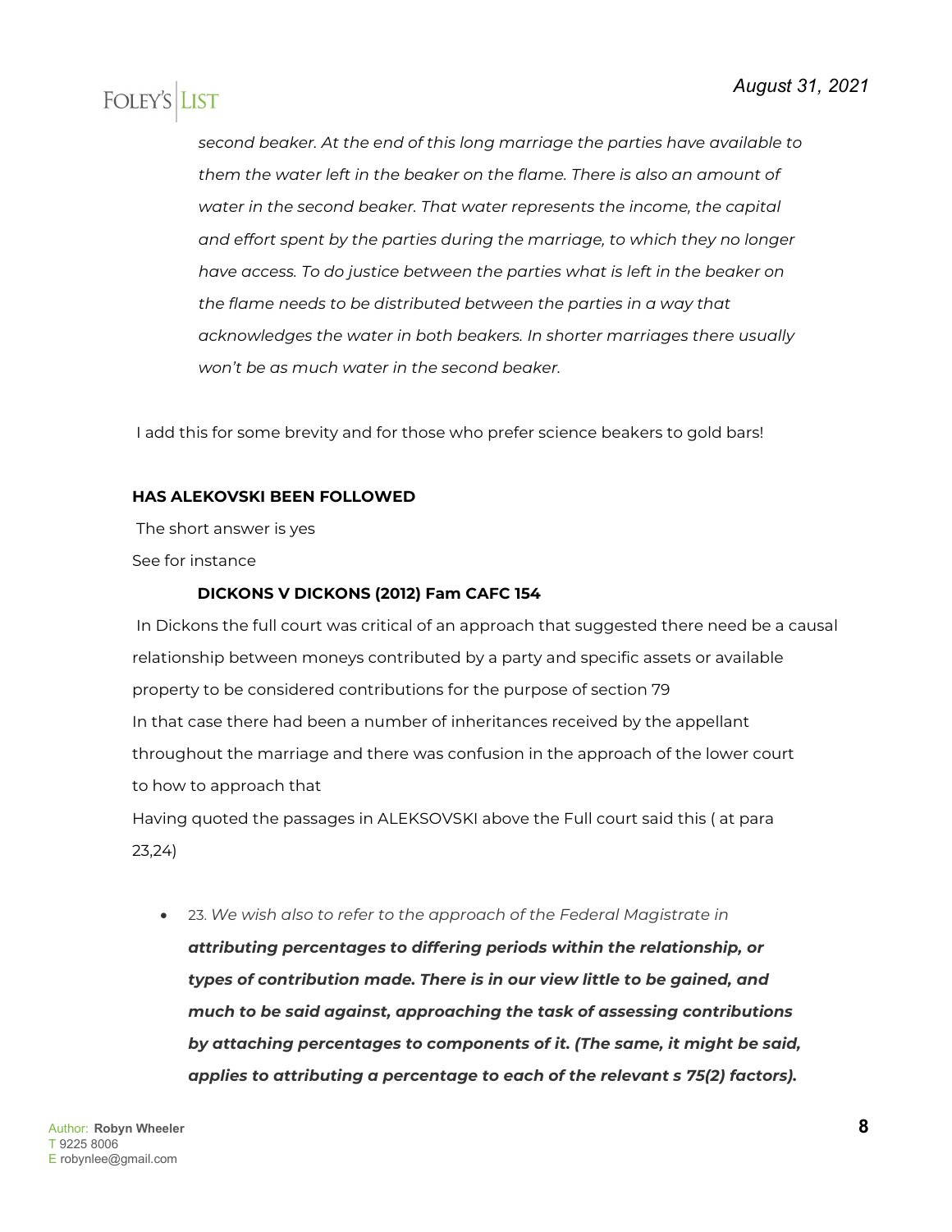*second beaker. At the end of this long marriage the parties have available to them the water left in the beaker on the flame. There is also an amount of water in the second beaker. That water represents the income, the capital and effort spent by the parties during the marriage, to which they no longer have access. To do justice between the parties what is left in the beaker on the flame needs to be distributed between the parties in a way that acknowledges the water in both beakers. In shorter marriages there usually won't be as much water in the second beaker.*

I add this for some brevity and for those who prefer science beakers to gold bars!

**HAS ALEKOVSKI BEEN FOLLOWED**

The short answer is yes

See for instance

**DICKONS V DICKONS (2012) Fam CAFC 154**

In Dickons the full court was critical of an approach that suggested there need be a causal relationship between moneys contributed by a party and specific assets or available property to be considered contributions for the purpose of section 79

In that case there had been a number of inheritances received by the appellant throughout the marriage and there was confusion in the approach of the lower court to how to approach that

Having quoted the passages in ALEKSOVSKI above the Full court said this ( at para 23,24)

- 23. *We wish also to refer to the approach of the Federal Magistrate in* ***attributing percentages to differing periods within the relationship, or types of contribution made. There is in our view little to be gained, and much to be said against, approaching the task of assessing contributions by attaching percentages to components of it. (The same, it might be said, applies to attributing a percentage to each of the relevant s 75(2) factors).***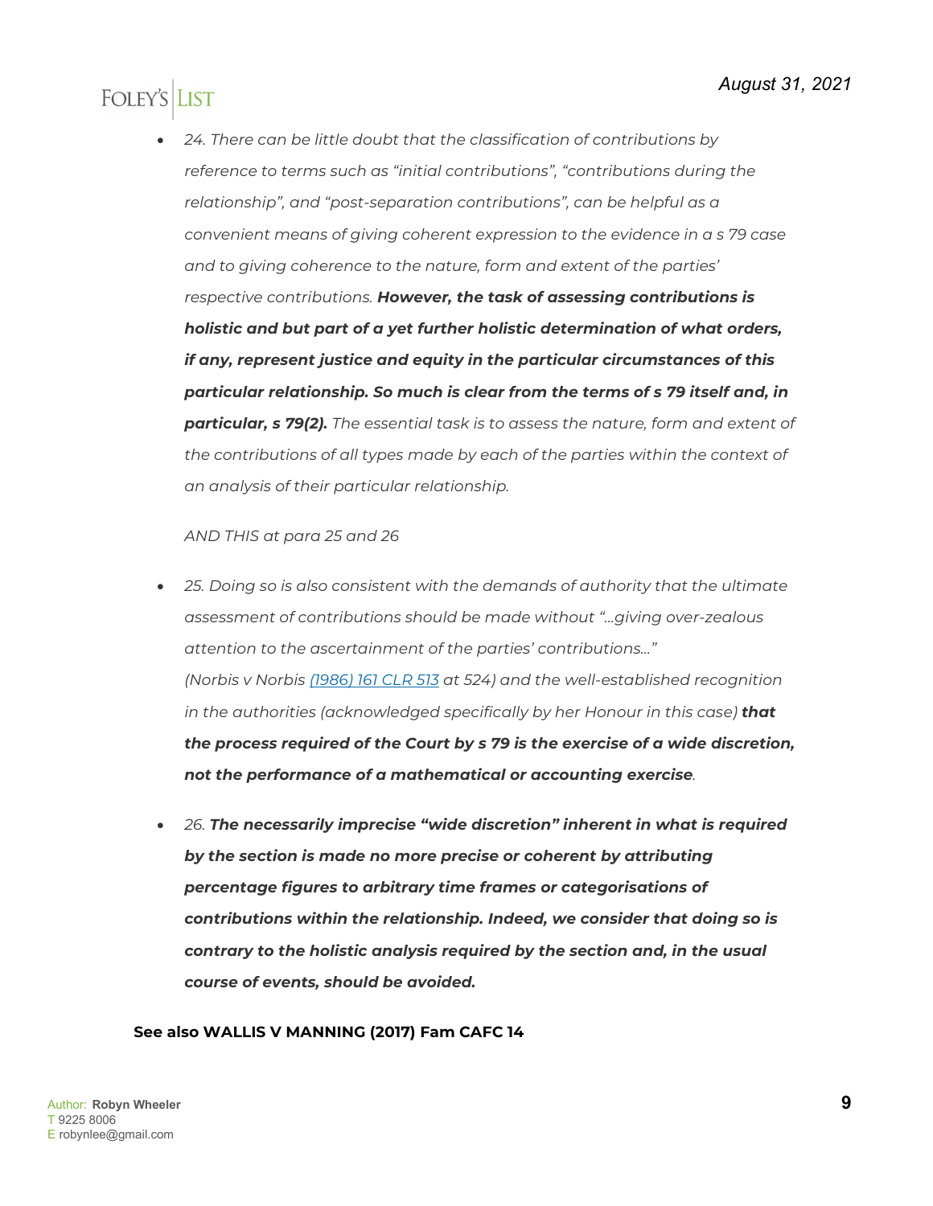- *24. There can be little doubt that the classification of contributions by reference to terms such as "initial contributions", "contributions during the relationship", and "post-separation contributions", can be helpful as a convenient means of giving coherent expression to the evidence in a s 79 case and to giving coherence to the nature, form and extent of the parties' respective contributions.* ***However, the task of assessing contributions is holistic and but part of a yet further holistic determination of what orders, if any, represent justice and equity in the particular circumstances of this particular relationship. So much is clear from the terms of s 79 itself and, in particular, s 79(2).*** *The essential task is to assess the nature, form and extent of the contributions of all types made by each of the parties within the context of an analysis of their particular relationship.*

  *AND THIS at para 25 and 26*

- *25. Doing so is also consistent with the demands of authority that the ultimate assessment of contributions should be made without "...giving over-zealous attention to the ascertainment of the parties' contributions..." (Norbis v Norbis [(1986) 161 CLR 513](#) at 524) and the well-established recognition in the authorities (acknowledged specifically by her Honour in this case)* ***that the process required of the Court by s 79 is the exercise of a wide discretion, not the performance of a mathematical or accounting exercise****.*

- *26.* ***The necessarily imprecise "wide discretion" inherent in what is required by the section is made no more precise or coherent by attributing percentage figures to arbitrary time frames or categorisations of contributions within the relationship. Indeed, we consider that doing so is contrary to the holistic analysis required by the section and, in the usual course of events, should be avoided.***

**See also WALLIS V MANNING (2017) Fam CAFC 14**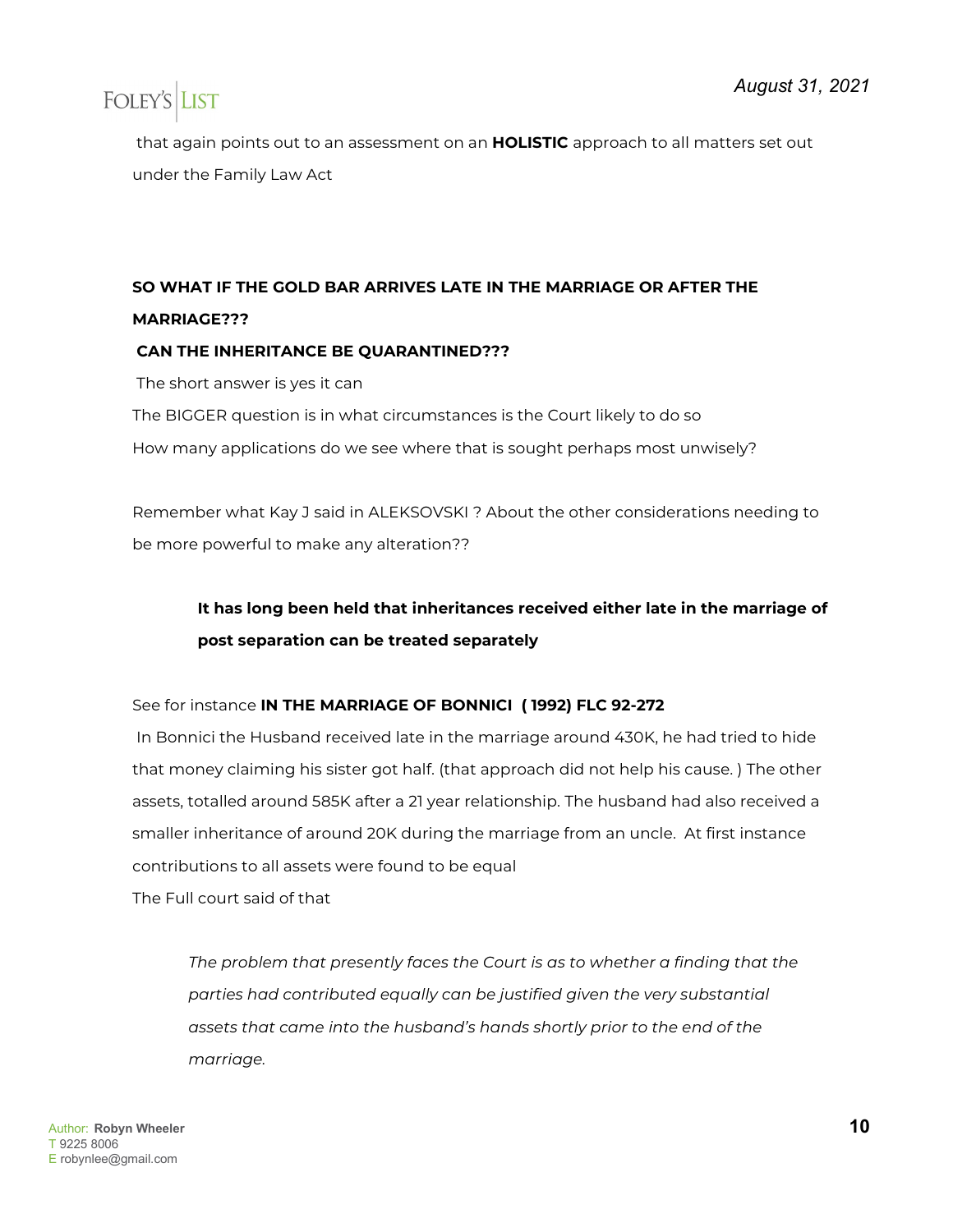that again points out to an assessment on an **HOLISTIC** approach to all matters set out under the Family Law Act

**SO WHAT IF THE GOLD BAR ARRIVES LATE IN THE MARRIAGE OR AFTER THE MARRIAGE???**

**CAN THE INHERITANCE BE QUARANTINED???**

The short answer is yes it can

The BIGGER question is in what circumstances is the Court likely to do so

How many applications do we see where that is sought perhaps most unwisely?

Remember what Kay J said in ALEKSOVSKI ? About the other considerations needing to be more powerful to make any alteration??

> **It has long been held that inheritances received either late in the marriage of post separation can be treated separately**

See for instance **IN THE MARRIAGE OF BONNICI ( 1992) FLC 92-272**

In Bonnici the Husband received late in the marriage around 430K, he had tried to hide that money claiming his sister got half. (that approach did not help his cause. ) The other assets, totalled around 585K after a 21 year relationship. The husband had also received a smaller inheritance of around 20K during the marriage from an uncle. At first instance contributions to all assets were found to be equal

The Full court said of that

> *The problem that presently faces the Court is as to whether a finding that the parties had contributed equally can be justified given the very substantial assets that came into the husband's hands shortly prior to the end of the marriage.*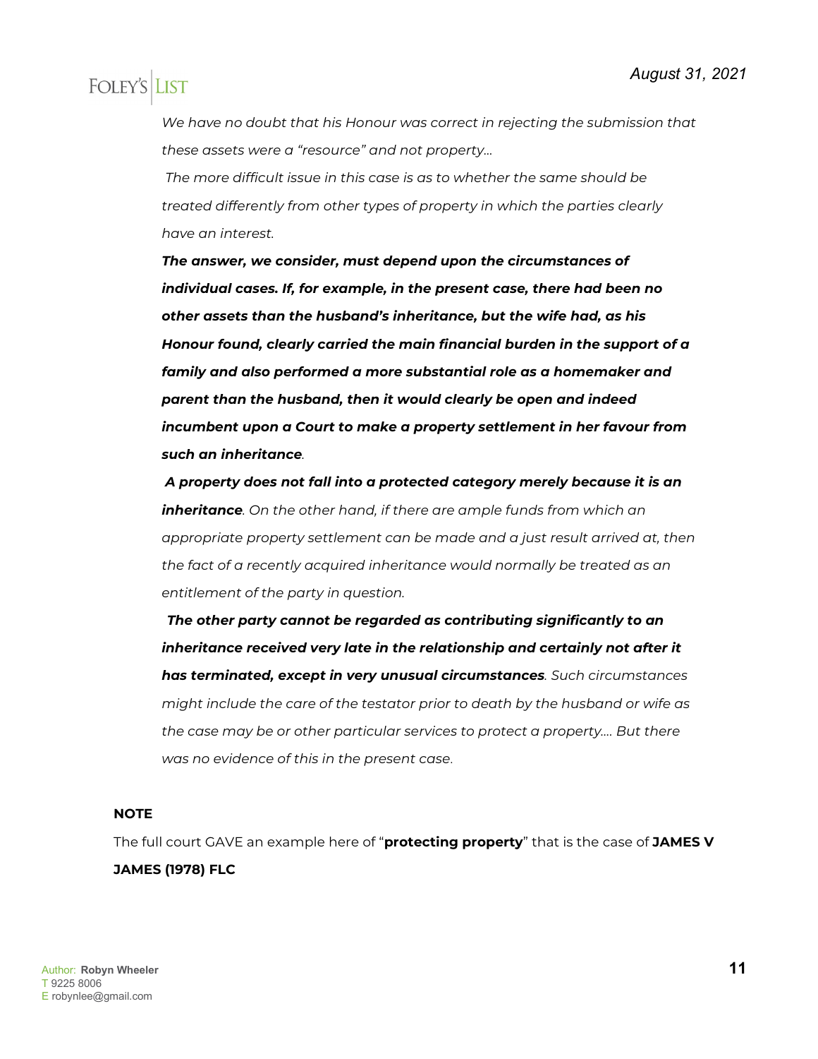*We have no doubt that his Honour was correct in rejecting the submission that these assets were a "resource" and not property...*

*The more difficult issue in this case is as to whether the same should be treated differently from other types of property in which the parties clearly have an interest.*

***The answer, we consider, must depend upon the circumstances of individual cases. If, for example, in the present case, there had been no other assets than the husband's inheritance, but the wife had, as his Honour found, clearly carried the main financial burden in the support of a family and also performed a more substantial role as a homemaker and parent than the husband, then it would clearly be open and indeed incumbent upon a Court to make a property settlement in her favour from such an inheritance**.*

***A property does not fall into a protected category merely because it is an inheritance**. On the other hand, if there are ample funds from which an appropriate property settlement can be made and a just result arrived at, then the fact of a recently acquired inheritance would normally be treated as an entitlement of the party in question.*

***The other party cannot be regarded as contributing significantly to an inheritance received very late in the relationship and certainly not after it has terminated, except in very unusual circumstances**. Such circumstances might include the care of the testator prior to death by the husband or wife as the case may be or other particular services to protect a property.... But there was no evidence of this in the present case.*

**NOTE**

The full court GAVE an example here of "**protecting property**" that is the case of **JAMES V JAMES (1978) FLC**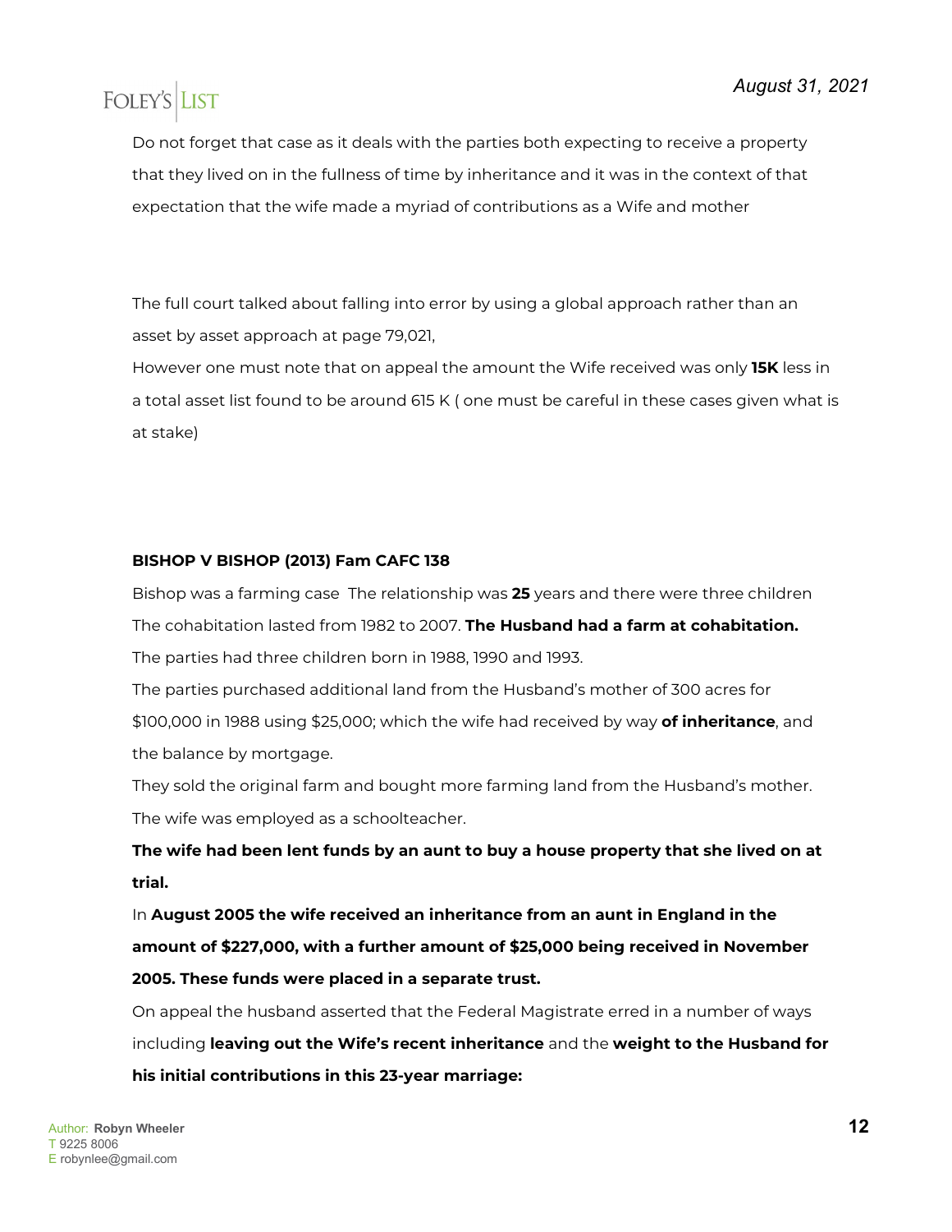Do not forget that case as it deals with the parties both expecting to receive a property that they lived on in the fullness of time by inheritance and it was in the context of that expectation that the wife made a myriad of contributions as a Wife and mother

The full court talked about falling into error by using a global approach rather than an asset by asset approach at page 79,021,

However one must note that on appeal the amount the Wife received was only **15K** less in a total asset list found to be around 615 K ( one must be careful in these cases given what is at stake)

**BISHOP V BISHOP (2013) Fam CAFC 138**

Bishop was a farming case The relationship was **25** years and there were three children

The cohabitation lasted from 1982 to 2007. **The Husband had a farm at cohabitation.**

The parties had three children born in 1988, 1990 and 1993.

The parties purchased additional land from the Husband's mother of 300 acres for $100,000 in 1988 using $25,000; which the wife had received by way **of inheritance**, and the balance by mortgage.

They sold the original farm and bought more farming land from the Husband's mother.

The wife was employed as a schoolteacher.

**The wife had been lent funds by an aunt to buy a house property that she lived on at trial.**

In **August 2005 the wife received an inheritance from an aunt in England in the amount of $227,000, with a further amount of $25,000 being received in November 2005. These funds were placed in a separate trust.**

On appeal the husband asserted that the Federal Magistrate erred in a number of ways including **leaving out the Wife's recent inheritance** and the **weight to the Husband for his initial contributions in this 23-year marriage:**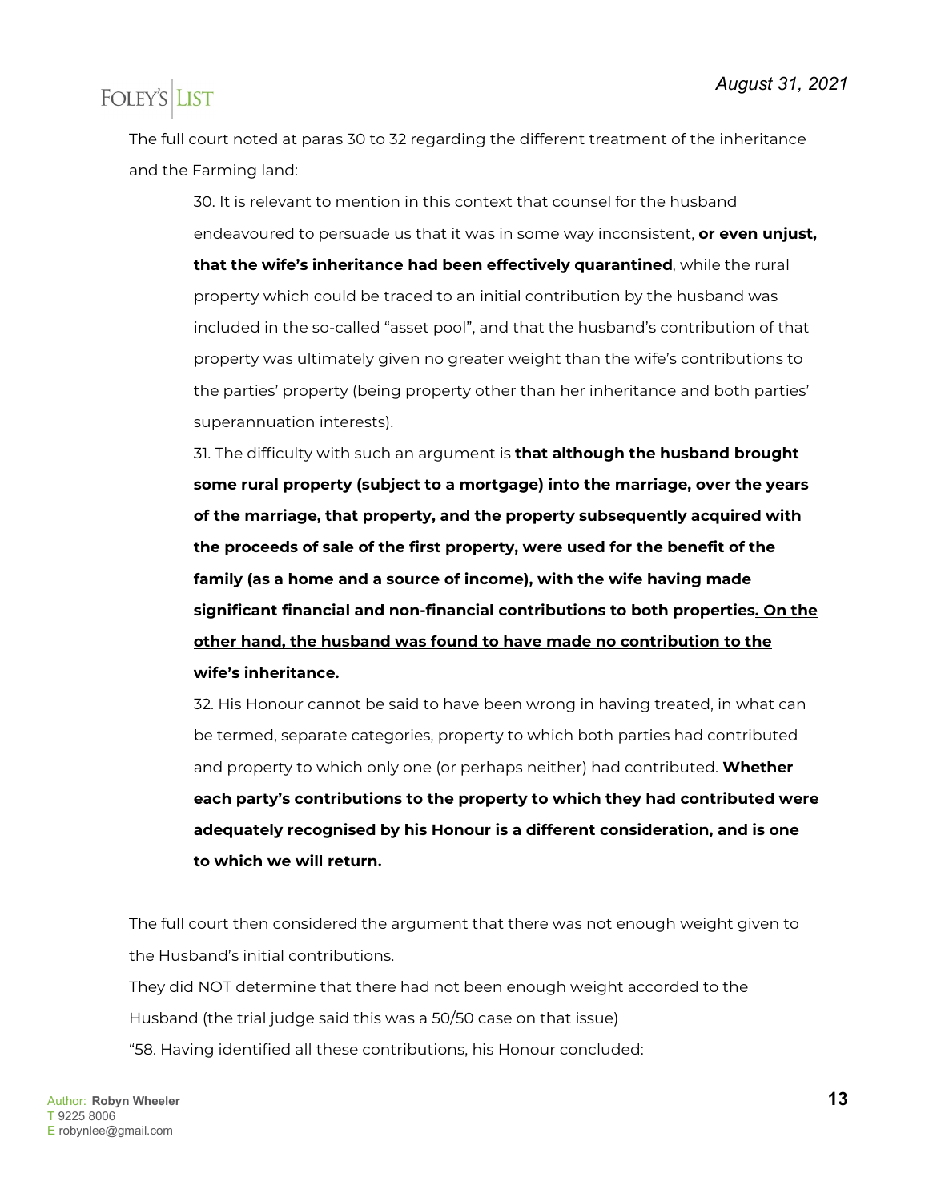The full court noted at paras 30 to 32 regarding the different treatment of the inheritance and the Farming land:

> 30. It is relevant to mention in this context that counsel for the husband endeavoured to persuade us that it was in some way inconsistent, **or even unjust, that the wife's inheritance had been effectively quarantined**, while the rural property which could be traced to an initial contribution by the husband was included in the so-called "asset pool", and that the husband's contribution of that property was ultimately given no greater weight than the wife's contributions to the parties' property (being property other than her inheritance and both parties' superannuation interests).
>
> 31. The difficulty with such an argument is **that although the husband brought some rural property (subject to a mortgage) into the marriage, over the years of the marriage, that property, and the property subsequently acquired with the proceeds of sale of the first property, were used for the benefit of the family (as a home and a source of income), with the wife having made significant financial and non-financial contributions to both properties<u>. On the other hand, the husband was found to have made no contribution to the wife's inheritance</u>.**
>
> 32. His Honour cannot be said to have been wrong in having treated, in what can be termed, separate categories, property to which both parties had contributed and property to which only one (or perhaps neither) had contributed. **Whether each party's contributions to the property to which they had contributed were adequately recognised by his Honour is a different consideration, and is one to which we will return.**

The full court then considered the argument that there was not enough weight given to the Husband's initial contributions.

They did NOT determine that there had not been enough weight accorded to the Husband (the trial judge said this was a 50/50 case on that issue)

"58. Having identified all these contributions, his Honour concluded: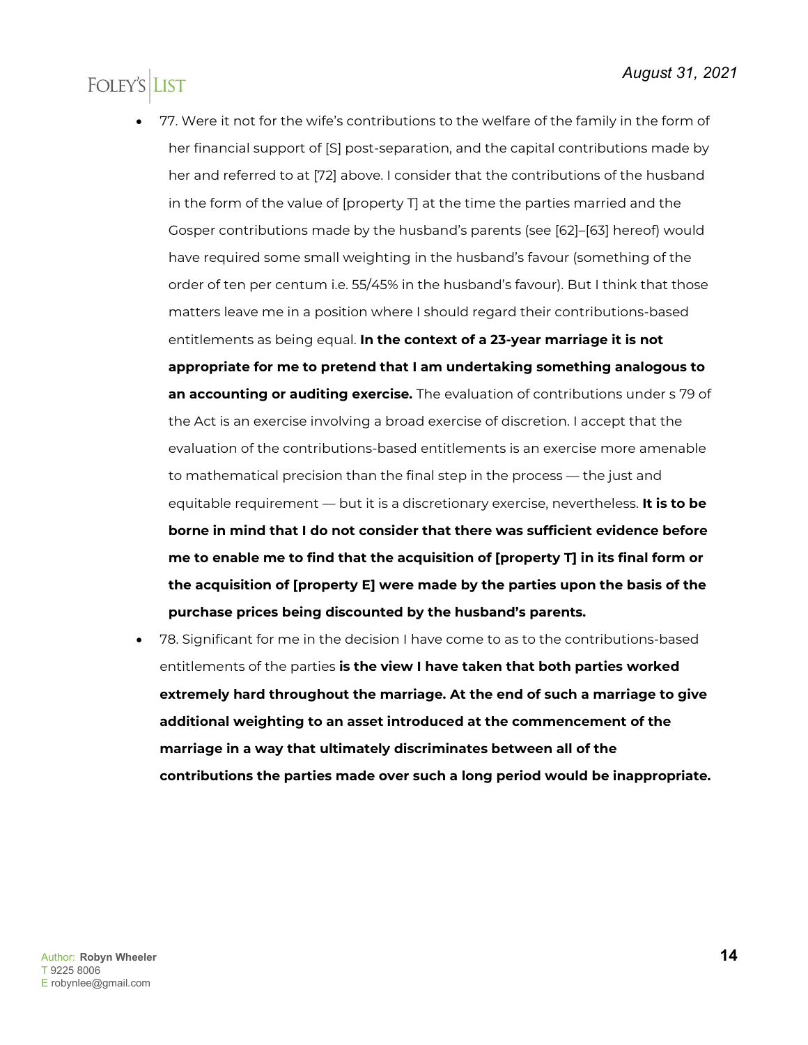- 77. Were it not for the wife's contributions to the welfare of the family in the form of her financial support of [S] post-separation, and the capital contributions made by her and referred to at [72] above. I consider that the contributions of the husband in the form of the value of [property T] at the time the parties married and the Gosper contributions made by the husband's parents (see [62]–[63] hereof) would have required some small weighting in the husband's favour (something of the order of ten per centum i.e. 55/45% in the husband's favour). But I think that those matters leave me in a position where I should regard their contributions-based entitlements as being equal. **In the context of a 23-year marriage it is not appropriate for me to pretend that I am undertaking something analogous to an accounting or auditing exercise.** The evaluation of contributions under s 79 of the Act is an exercise involving a broad exercise of discretion. I accept that the evaluation of the contributions-based entitlements is an exercise more amenable to mathematical precision than the final step in the process — the just and equitable requirement — but it is a discretionary exercise, nevertheless. **It is to be borne in mind that I do not consider that there was sufficient evidence before me to enable me to find that the acquisition of [property T] in its final form or the acquisition of [property E] were made by the parties upon the basis of the purchase prices being discounted by the husband's parents.**
- 78. Significant for me in the decision I have come to as to the contributions-based entitlements of the parties **is the view I have taken that both parties worked extremely hard throughout the marriage. At the end of such a marriage to give additional weighting to an asset introduced at the commencement of the marriage in a way that ultimately discriminates between all of the contributions the parties made over such a long period would be inappropriate.**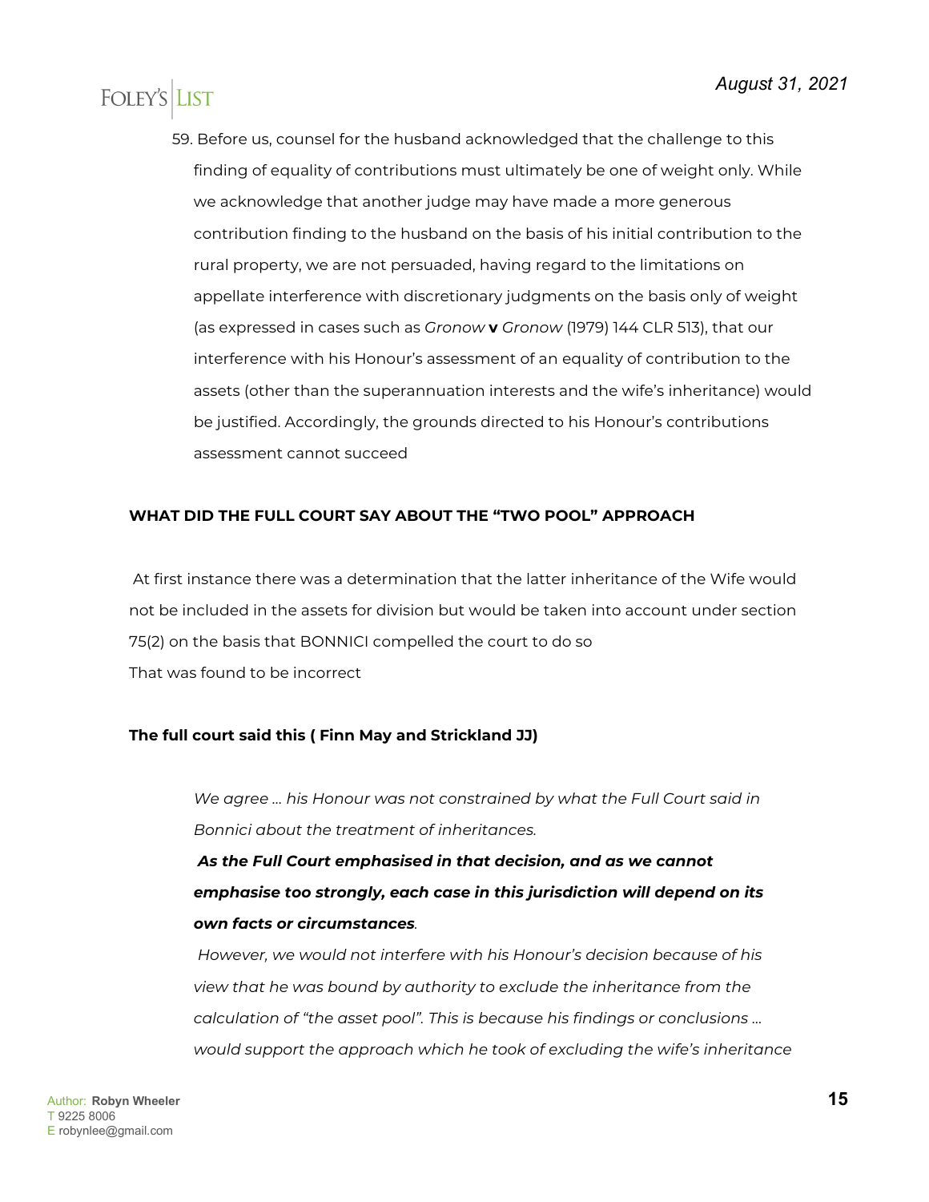59. Before us, counsel for the husband acknowledged that the challenge to this finding of equality of contributions must ultimately be one of weight only. While we acknowledge that another judge may have made a more generous contribution finding to the husband on the basis of his initial contribution to the rural property, we are not persuaded, having regard to the limitations on appellate interference with discretionary judgments on the basis only of weight (as expressed in cases such as *Gronow* **v** *Gronow* (1979) 144 CLR 513), that our interference with his Honour's assessment of an equality of contribution to the assets (other than the superannuation interests and the wife's inheritance) would be justified. Accordingly, the grounds directed to his Honour's contributions assessment cannot succeed

**WHAT DID THE FULL COURT SAY ABOUT THE "TWO POOL" APPROACH**

At first instance there was a determination that the latter inheritance of the Wife would not be included in the assets for division but would be taken into account under section 75(2) on the basis that BONNICI compelled the court to do so
That was found to be incorrect

**The full court said this ( Finn May and Strickland JJ)**

> *We agree … his Honour was not constrained by what the Full Court said in Bonnici about the treatment of inheritances.*
>
> ***As the Full Court emphasised in that decision, and as we cannot emphasise too strongly, each case in this jurisdiction will depend on its own facts or circumstances****.*
>
> *However, we would not interfere with his Honour's decision because of his view that he was bound by authority to exclude the inheritance from the calculation of "the asset pool". This is because his findings or conclusions … would support the approach which he took of excluding the wife's inheritance*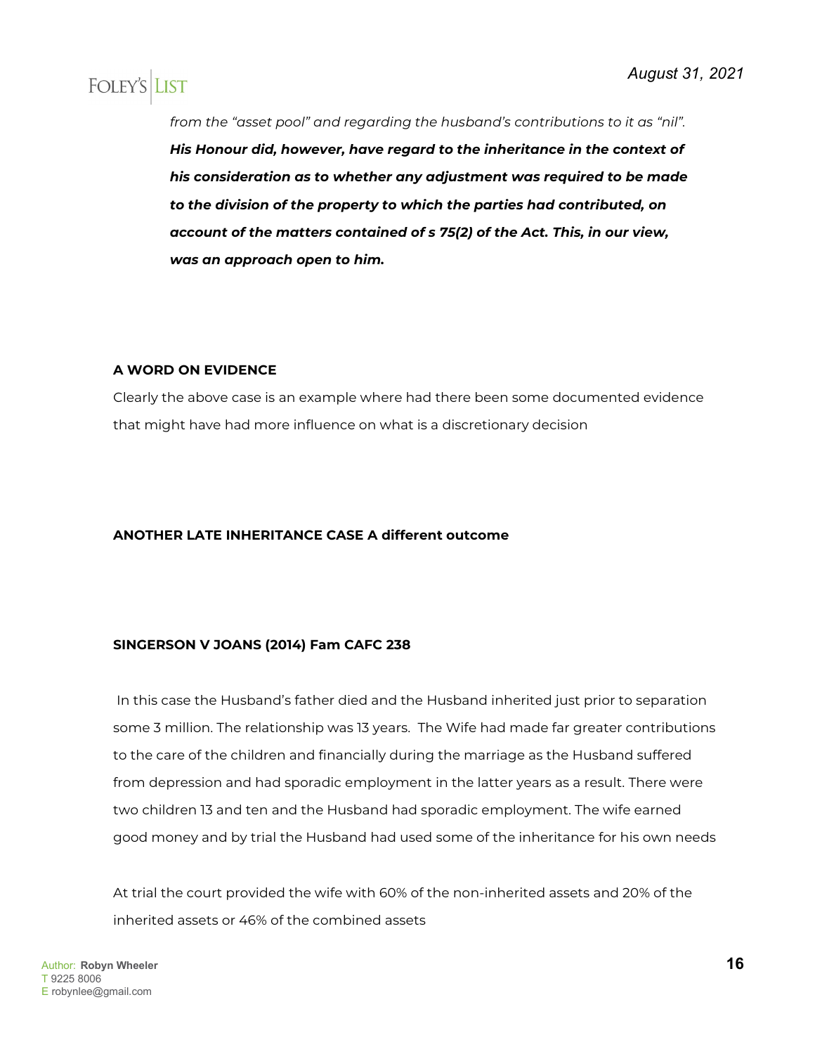*from the "asset pool" and regarding the husband's contributions to it as "nil".* ***His Honour did, however, have regard to the inheritance in the context of his consideration as to whether any adjustment was required to be made to the division of the property to which the parties had contributed, on account of the matters contained of s 75(2) of the Act. This, in our view, was an approach open to him.***

**A WORD ON EVIDENCE**

Clearly the above case is an example where had there been some documented evidence that might have had more influence on what is a discretionary decision

**ANOTHER LATE INHERITANCE CASE A different outcome**

**SINGERSON V JOANS (2014) Fam CAFC 238**

In this case the Husband's father died and the Husband inherited just prior to separation some 3 million. The relationship was 13 years. The Wife had made far greater contributions to the care of the children and financially during the marriage as the Husband suffered from depression and had sporadic employment in the latter years as a result. There were two children 13 and ten and the Husband had sporadic employment. The wife earned good money and by trial the Husband had used some of the inheritance for his own needs

At trial the court provided the wife with 60% of the non-inherited assets and 20% of the inherited assets or 46% of the combined assets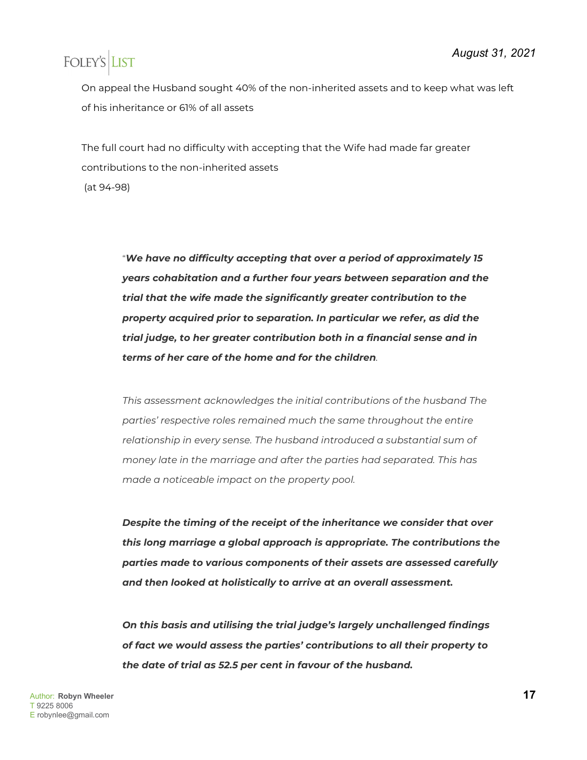On appeal the Husband sought 40% of the non-inherited assets and to keep what was left of his inheritance or 61% of all assets

The full court had no difficulty with accepting that the Wife had made far greater contributions to the non-inherited assets
(at 94-98)

> "***We have no difficulty accepting that over a period of approximately 15 years cohabitation and a further four years between separation and the trial that the wife made the significantly greater contribution to the property acquired prior to separation. In particular we refer, as did the trial judge, to her greater contribution both in a financial sense and in terms of her care of the home and for the children***.
>
> *This assessment acknowledges the initial contributions of the husband The parties' respective roles remained much the same throughout the entire relationship in every sense. The husband introduced a substantial sum of money late in the marriage and after the parties had separated. This has made a noticeable impact on the property pool.*
>
> ***Despite the timing of the receipt of the inheritance we consider that over this long marriage a global approach is appropriate. The contributions the parties made to various components of their assets are assessed carefully and then looked at holistically to arrive at an overall assessment.***
>
> ***On this basis and utilising the trial judge's largely unchallenged findings of fact we would assess the parties' contributions to all their property to the date of trial as 52.5 per cent in favour of the husband.***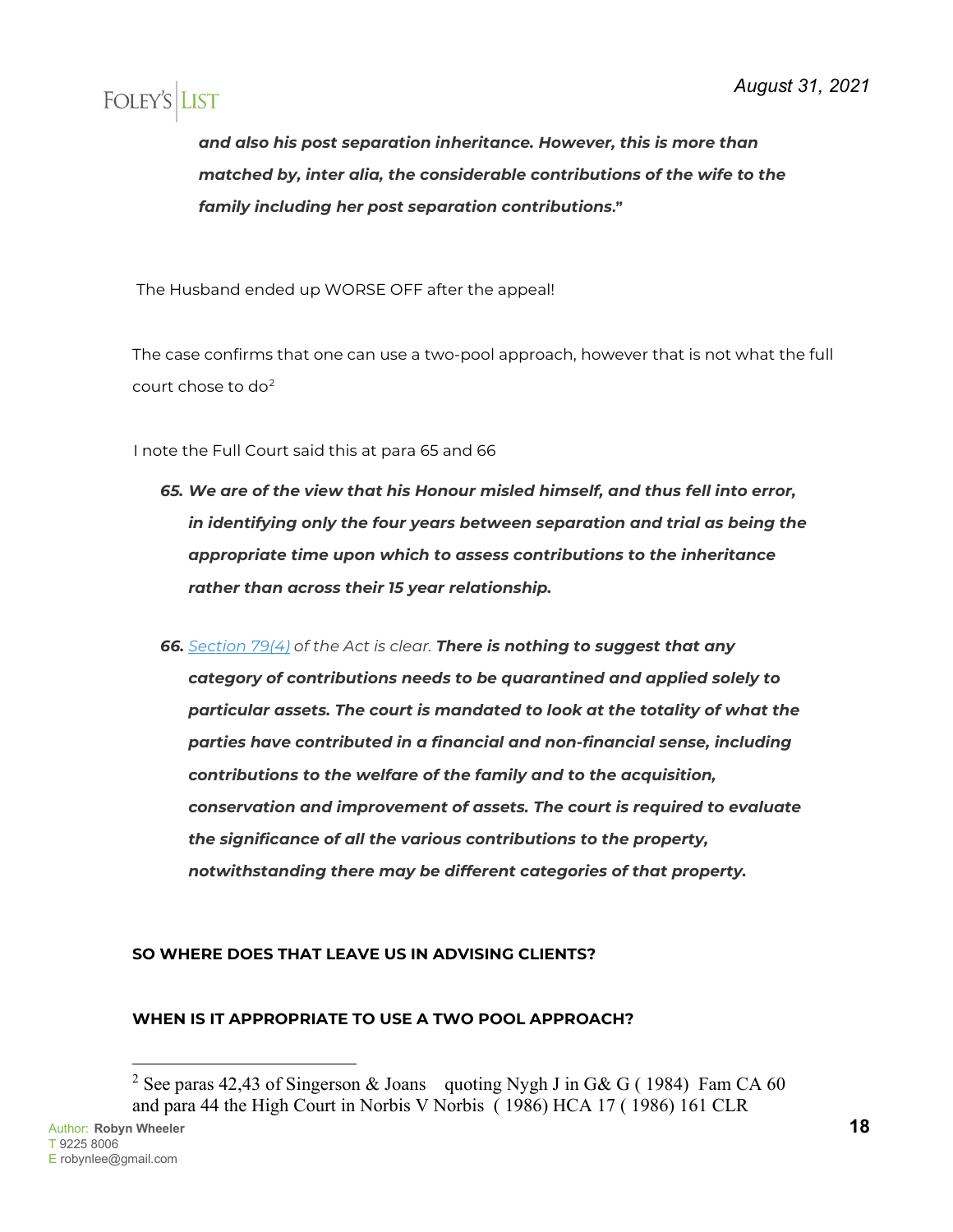***and also his post separation inheritance. However, this is more than matched by, inter alia, the considerable contributions of the wife to the family including her post separation contributions.***"

The Husband ended up WORSE OFF after the appeal!

The case confirms that one can use a two-pool approach, however that is not what the full court chose to do[2]

I note the Full Court said this at para 65 and 66

> ***65. We are of the view that his Honour misled himself, and thus fell into error, in identifying only the four years between separation and trial as being the appropriate time upon which to assess contributions to the inheritance rather than across their 15 year relationship.***
>
> ***66.*** *[Section 79(4)](#) of the Act is clear.* ***There is nothing to suggest that any category of contributions needs to be quarantined and applied solely to particular assets. The court is mandated to look at the totality of what the parties have contributed in a financial and non-financial sense, including contributions to the welfare of the family and to the acquisition, conservation and improvement of assets. The court is required to evaluate the significance of all the various contributions to the property, notwithstanding there may be different categories of that property.***

**SO WHERE DOES THAT LEAVE US IN ADVISING CLIENTS?**

**WHEN IS IT APPROPRIATE TO USE A TWO POOL APPROACH?**

---

[2] See paras 42,43 of Singerson & Joans quoting Nygh J in G& G ( 1984) Fam CA 60 and para 44 the High Court in Norbis V Norbis ( 1986) HCA 17 ( 1986) 161 CLR

Author: **Robyn Wheeler**
T 9225 8006
E robynlee@gmail.com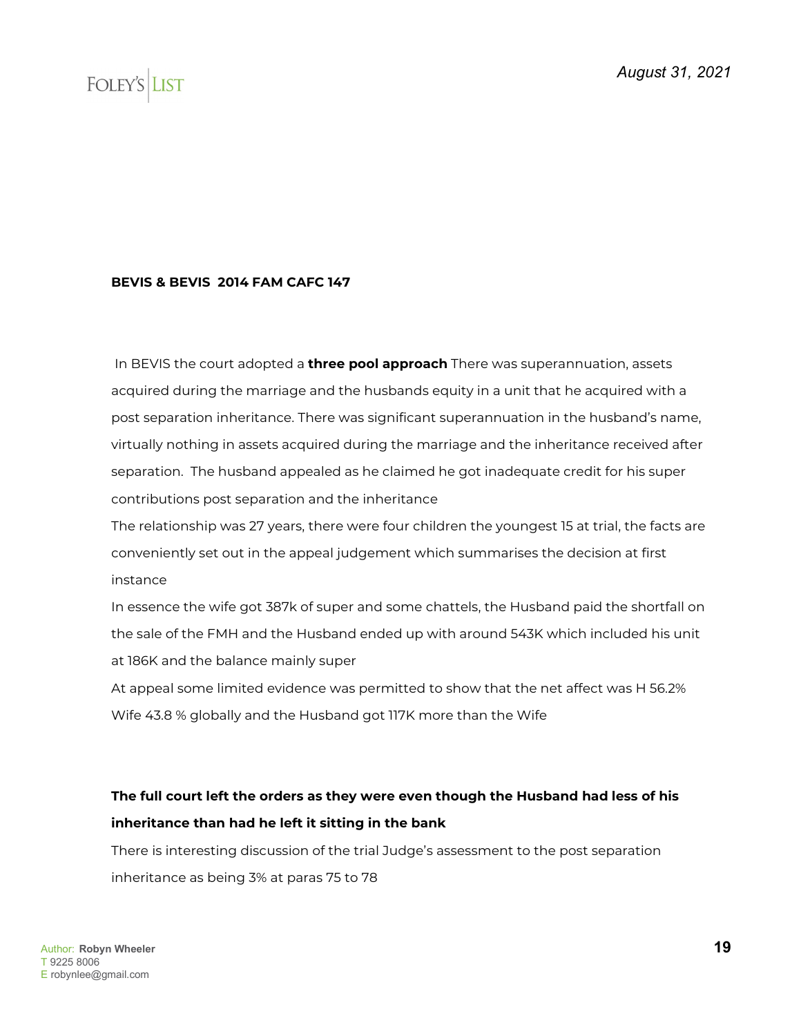**BEVIS & BEVIS 2014 FAM CAFC 147**

In BEVIS the court adopted a **three pool approach** There was superannuation, assets acquired during the marriage and the husbands equity in a unit that he acquired with a post separation inheritance. There was significant superannuation in the husband's name, virtually nothing in assets acquired during the marriage and the inheritance received after separation. The husband appealed as he claimed he got inadequate credit for his super contributions post separation and the inheritance

The relationship was 27 years, there were four children the youngest 15 at trial, the facts are conveniently set out in the appeal judgement which summarises the decision at first instance

In essence the wife got 387k of super and some chattels, the Husband paid the shortfall on the sale of the FMH and the Husband ended up with around 543K which included his unit at 186K and the balance mainly super

At appeal some limited evidence was permitted to show that the net affect was H 56.2% Wife 43.8 % globally and the Husband got 117K more than the Wife

**The full court left the orders as they were even though the Husband had less of his inheritance than had he left it sitting in the bank**

There is interesting discussion of the trial Judge's assessment to the post separation inheritance as being 3% at paras 75 to 78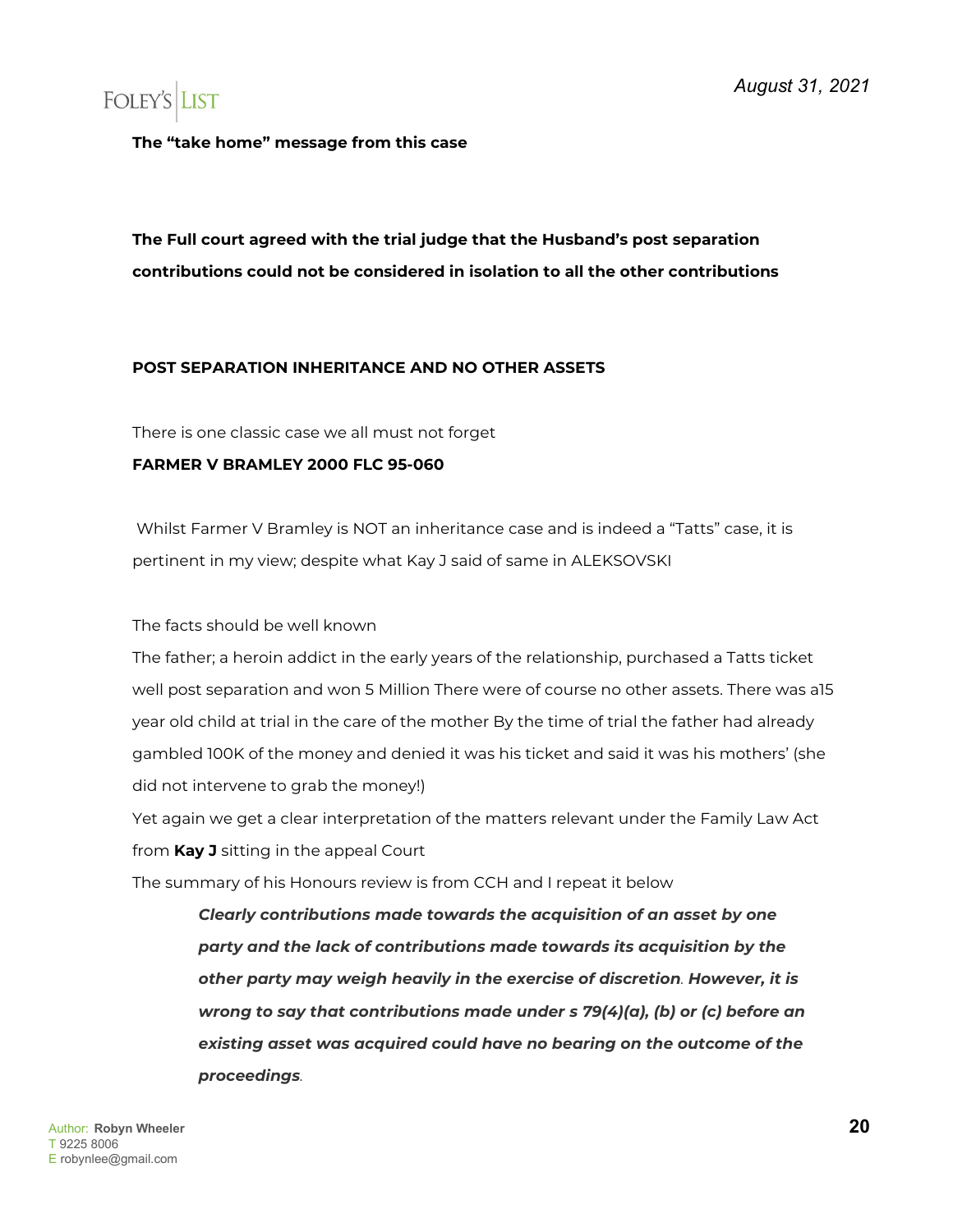**The “take home” message from this case**

**The Full court agreed with the trial judge that the Husband’s post separation contributions could not be considered in isolation to all the other contributions**

**POST SEPARATION INHERITANCE AND NO OTHER ASSETS**

There is one classic case we all must not forget

**FARMER V BRAMLEY 2000 FLC 95-060**

Whilst Farmer V Bramley is NOT an inheritance case and is indeed a “Tatts” case, it is pertinent in my view; despite what Kay J said of same in ALEKSOVSKI

The facts should be well known

The father; a heroin addict in the early years of the relationship, purchased a Tatts ticket well post separation and won 5 Million There were of course no other assets. There was a15 year old child at trial in the care of the mother By the time of trial the father had already gambled 100K of the money and denied it was his ticket and said it was his mothers’ (she did not intervene to grab the money!)

Yet again we get a clear interpretation of the matters relevant under the Family Law Act from **Kay J** sitting in the appeal Court

The summary of his Honours review is from CCH and I repeat it below

> ***Clearly contributions made towards the acquisition of an asset by one party and the lack of contributions made towards its acquisition by the other party may weigh heavily in the exercise of discretion**. **However, it is wrong to say that contributions made under s 79(4)(a), (b) or (c) before an existing asset was acquired could have no bearing on the outcome of the proceedings**.*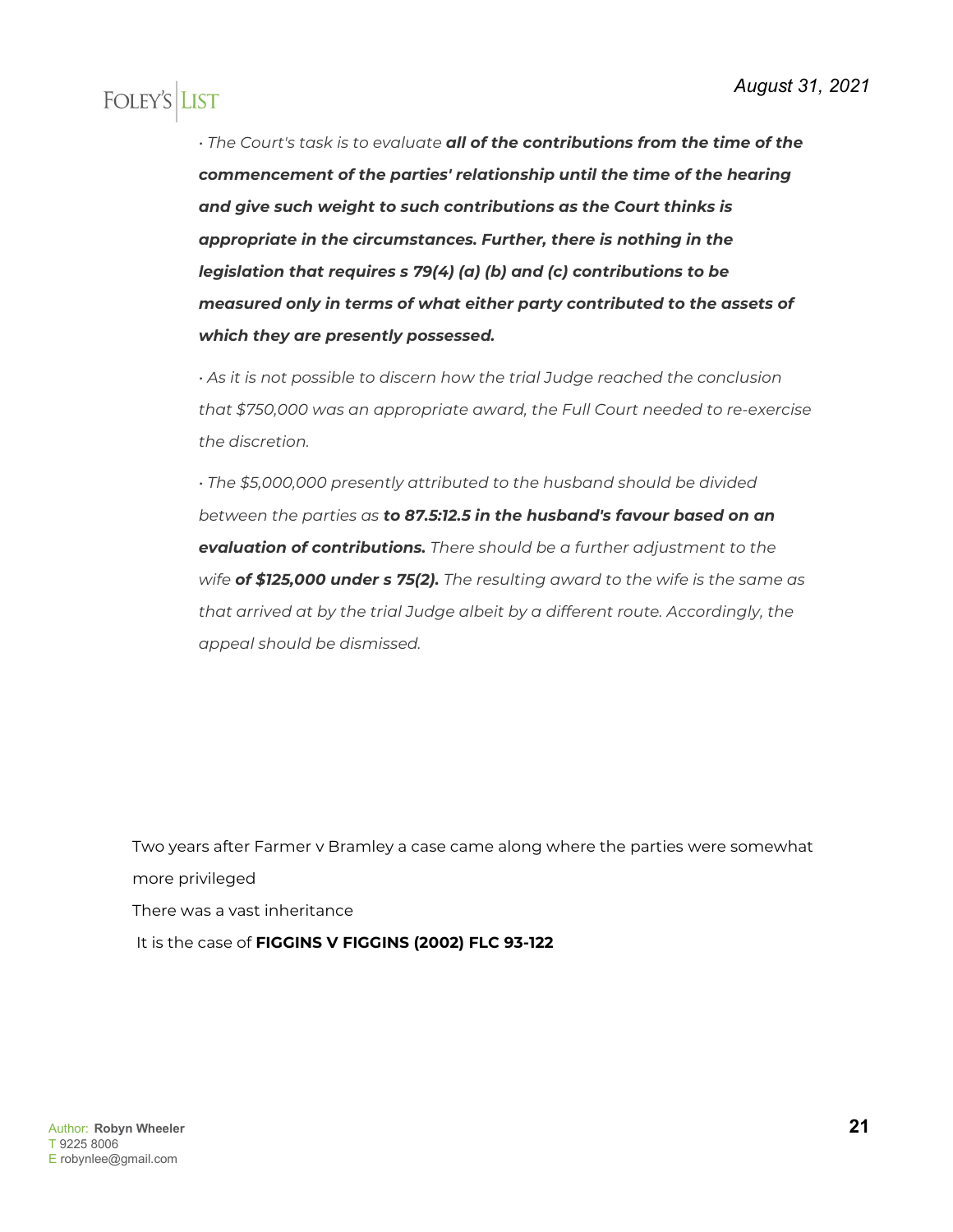• *The Court's task is to evaluate* ***all of the contributions from the time of the commencement of the parties' relationship until the time of the hearing and give such weight to such contributions as the Court thinks is appropriate in the circumstances. Further, there is nothing in the legislation that requires s 79(4) (a) (b) and (c) contributions to be measured only in terms of what either party contributed to the assets of which they are presently possessed.***

• *As it is not possible to discern how the trial Judge reached the conclusion that $750,000 was an appropriate award, the Full Court needed to re-exercise the discretion.*

• *The $5,000,000 presently attributed to the husband should be divided between the parties as* ***to 87.5:12.5 in the husband's favour based on an evaluation of contributions.*** *There should be a further adjustment to the wife* ***of $125,000 under s 75(2).*** *The resulting award to the wife is the same as that arrived at by the trial Judge albeit by a different route. Accordingly, the appeal should be dismissed.*

Two years after Farmer v Bramley a case came along where the parties were somewhat more privileged

There was a vast inheritance

It is the case of **FIGGINS V FIGGINS (2002) FLC 93-122**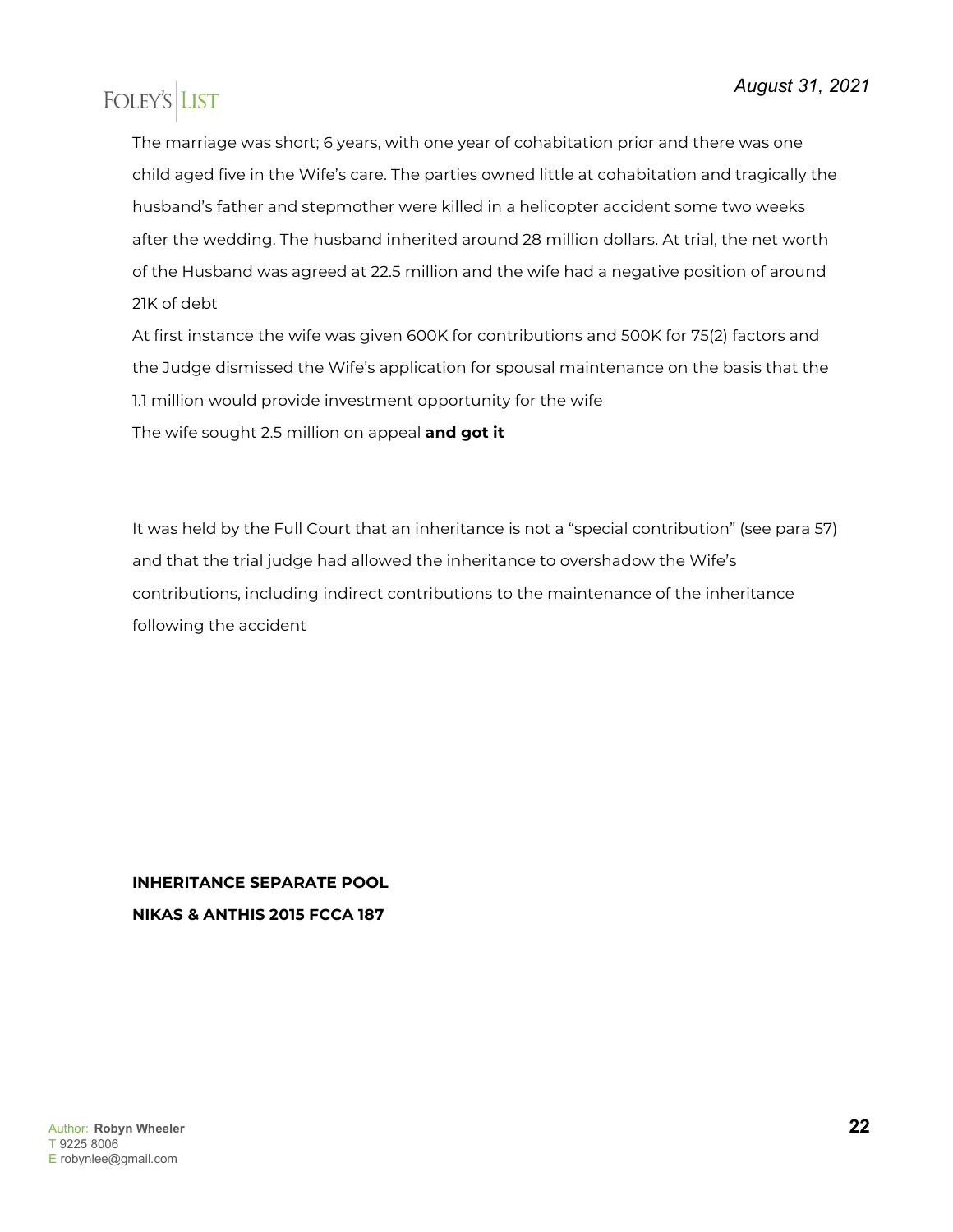The marriage was short; 6 years, with one year of cohabitation prior and there was one child aged five in the Wife's care. The parties owned little at cohabitation and tragically the husband's father and stepmother were killed in a helicopter accident some two weeks after the wedding. The husband inherited around 28 million dollars. At trial, the net worth of the Husband was agreed at 22.5 million and the wife had a negative position of around 21K of debt

At first instance the wife was given 600K for contributions and 500K for 75(2) factors and the Judge dismissed the Wife's application for spousal maintenance on the basis that the 1.1 million would provide investment opportunity for the wife

The wife sought 2.5 million on appeal **and got it**

It was held by the Full Court that an inheritance is not a "special contribution" (see para 57) and that the trial judge had allowed the inheritance to overshadow the Wife's contributions, including indirect contributions to the maintenance of the inheritance following the accident

**INHERITANCE SEPARATE POOL**

**NIKAS & ANTHIS 2015 FCCA 187**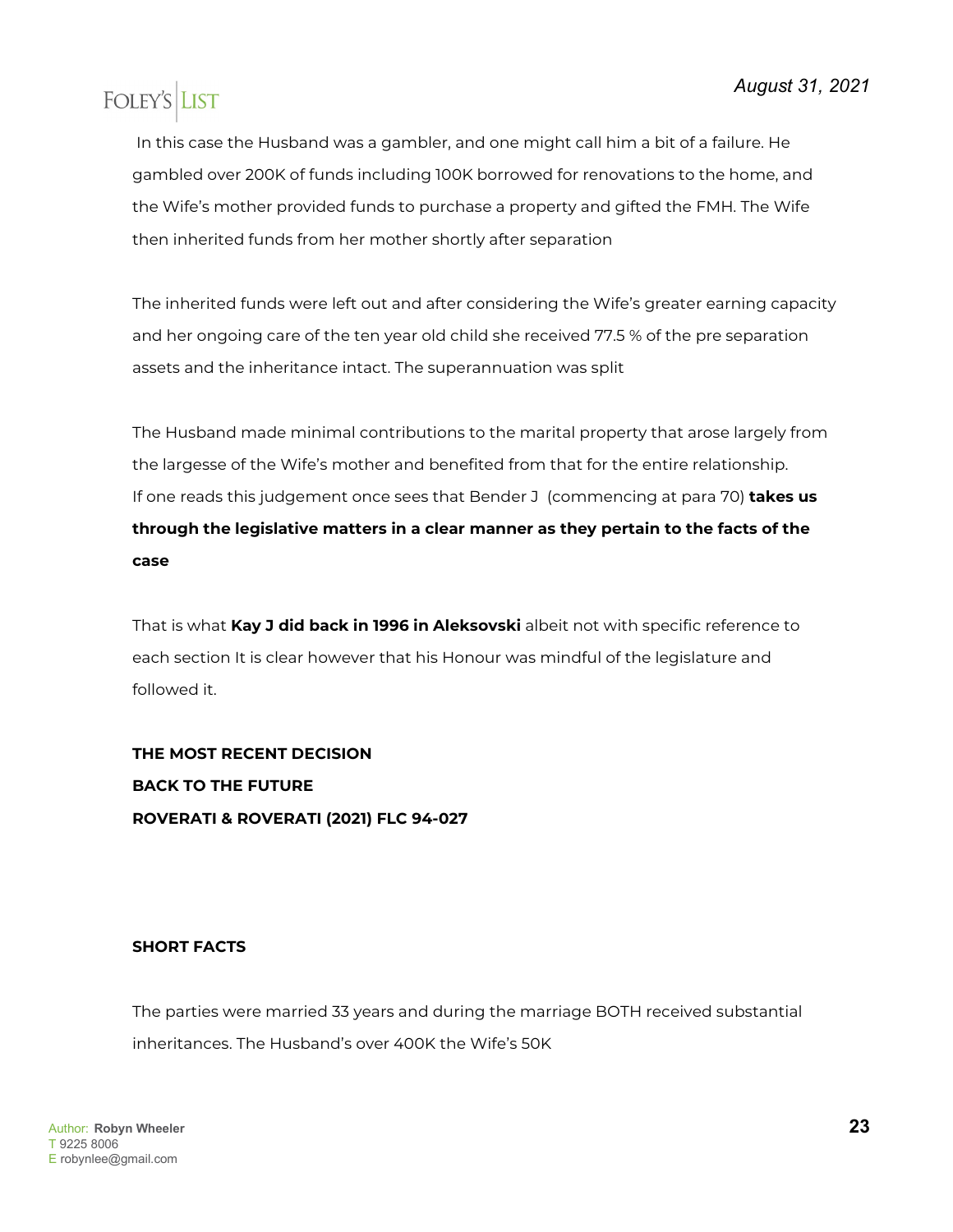In this case the Husband was a gambler, and one might call him a bit of a failure. He gambled over 200K of funds including 100K borrowed for renovations to the home, and the Wife's mother provided funds to purchase a property and gifted the FMH. The Wife then inherited funds from her mother shortly after separation

The inherited funds were left out and after considering the Wife's greater earning capacity and her ongoing care of the ten year old child she received 77.5 % of the pre separation assets and the inheritance intact. The superannuation was split

The Husband made minimal contributions to the marital property that arose largely from the largesse of the Wife's mother and benefited from that for the entire relationship. If one reads this judgement once sees that Bender J (commencing at para 70) **takes us through the legislative matters in a clear manner as they pertain to the facts of the case**

That is what **Kay J did back in 1996 in Aleksovski** albeit not with specific reference to each section It is clear however that his Honour was mindful of the legislature and followed it.

**THE MOST RECENT DECISION**

**BACK TO THE FUTURE**

**ROVERATI & ROVERATI (2021) FLC 94-027**

**SHORT FACTS**

The parties were married 33 years and during the marriage BOTH received substantial inheritances. The Husband's over 400K the Wife's 50K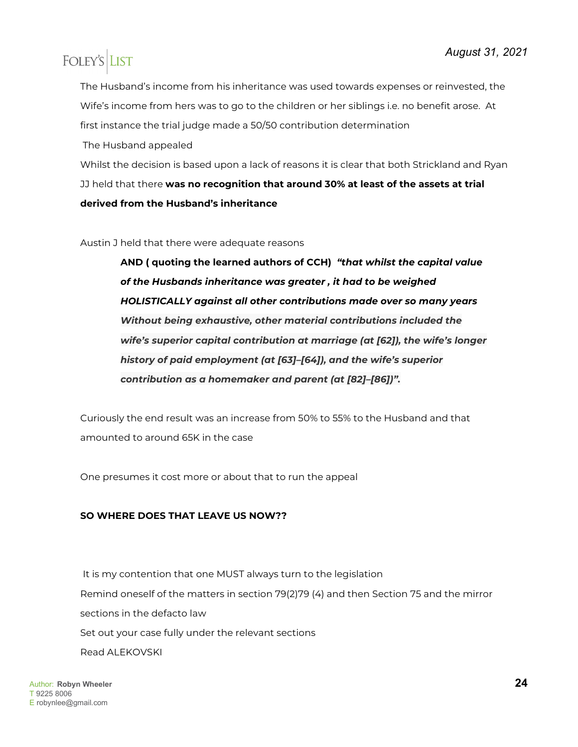The Husband's income from his inheritance was used towards expenses or reinvested, the Wife's income from hers was to go to the children or her siblings i.e. no benefit arose. At first instance the trial judge made a 50/50 contribution determination

The Husband appealed

Whilst the decision is based upon a lack of reasons it is clear that both Strickland and Ryan JJ held that there **was no recognition that around 30% at least of the assets at trial derived from the Husband's inheritance**

Austin J held that there were adequate reasons

> **AND ( quoting the learned authors of CCH)** ***"that whilst the capital value of the Husbands inheritance was greater , it had to be weighed HOLISTICALLY against all other contributions made over so many years Without being exhaustive, other material contributions included the wife's superior capital contribution at marriage (at [62]), the wife's longer history of paid employment (at [63]–[64]), and the wife's superior contribution as a homemaker and parent (at [82]–[86])".***

Curiously the end result was an increase from 50% to 55% to the Husband and that amounted to around 65K in the case

One presumes it cost more or about that to run the appeal

**SO WHERE DOES THAT LEAVE US NOW??**

It is my contention that one MUST always turn to the legislation

Remind oneself of the matters in section 79(2)79 (4) and then Section 75 and the mirror sections in the defacto law

Set out your case fully under the relevant sections

Read ALEKOVSKI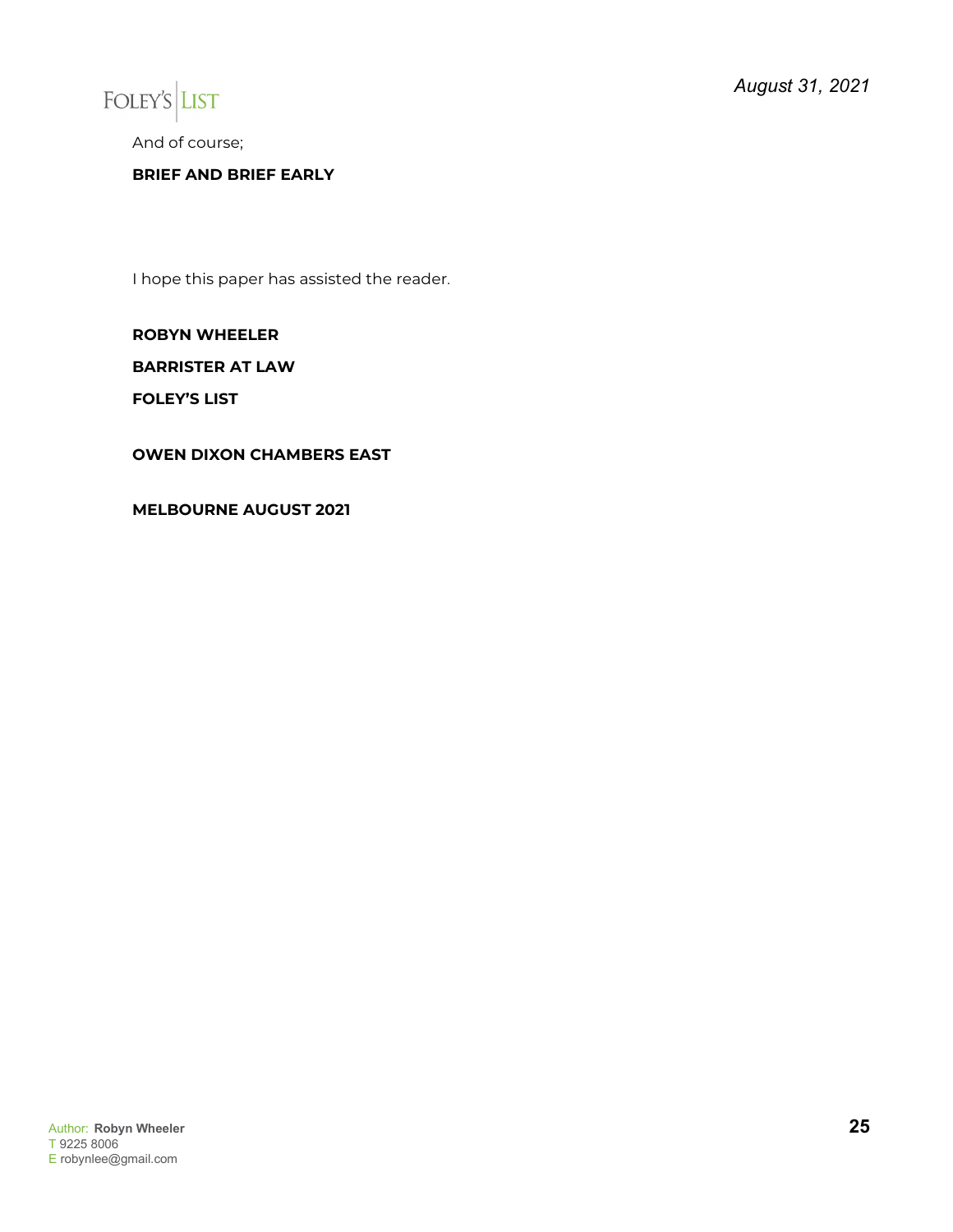And of course;

**BRIEF AND BRIEF EARLY**

I hope this paper has assisted the reader.

**ROBYN WHEELER**

**BARRISTER AT LAW**

**FOLEY'S LIST**

**OWEN DIXON CHAMBERS EAST**

**MELBOURNE AUGUST 2021**